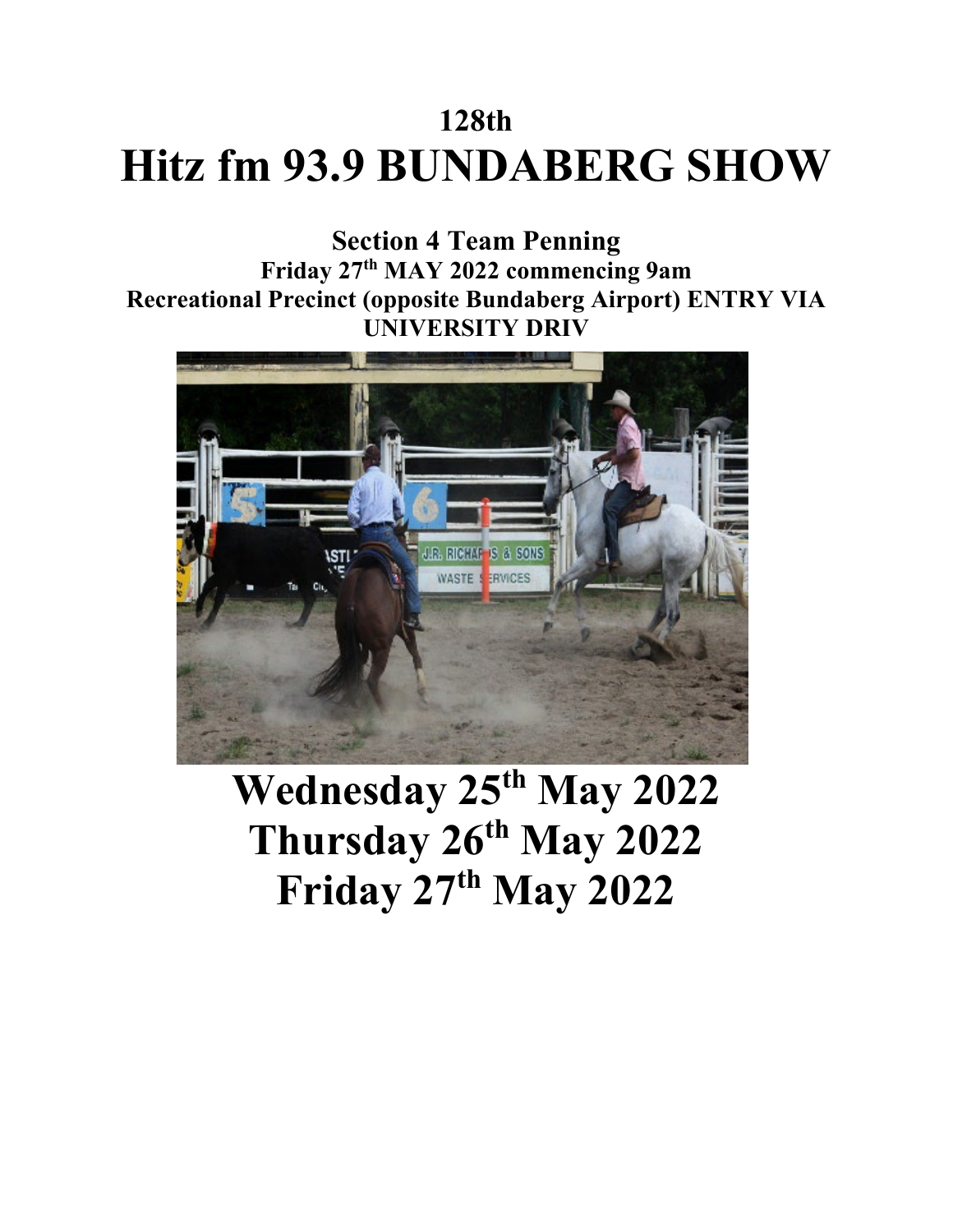**128th**

# Hitz fm 93.9 BUNDABERG SHOW

### Section 4 Team Penning

**Friday 27th MAY 2022 commencing 9am**

**Recreational Precinct (opposite Bundaberg Airport) ENTRY VIA UNIVERSITY DRIV**

## Wednesday 25th May 2022

## Thursday 26th May 2022

## Friday 27th May 2022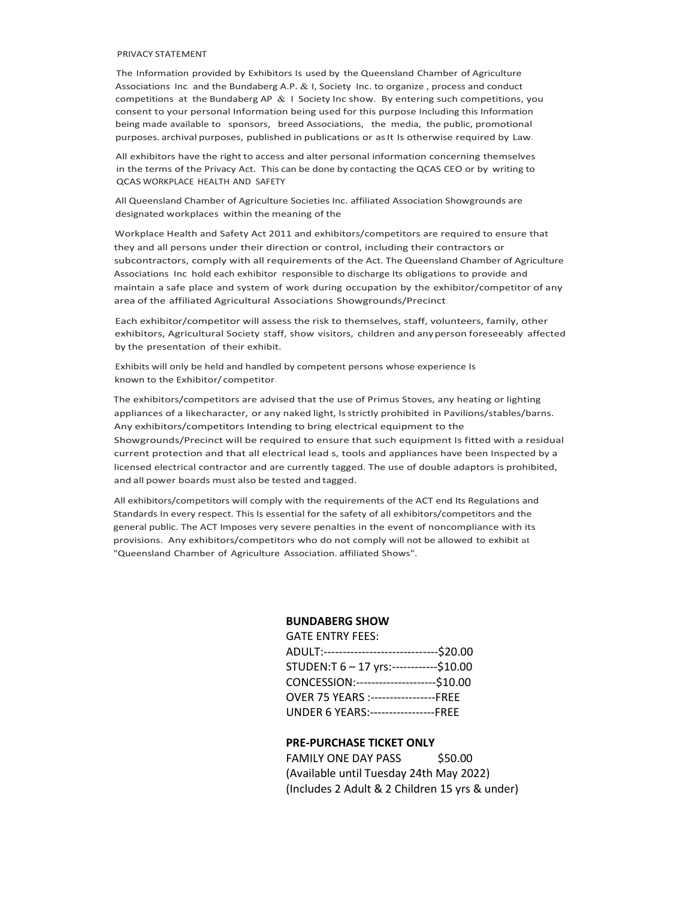PRIVACY STATEMENT

The Information provided by Exhibitors Is used by the Queensland Chamber of Agriculture Associations Inc. and the Bundaberg A.P. & I, Society Inc. to organize , process and conduct competitions at the Bundaberg AP & I Society Inc show. By entering such competitions, you consent to your personal Information being used for this purpose Including this Information being made available to sponsors, breed Associations, the media, the public, promotional purposes. archival purposes, published in publications or as It Is otherwise required by Law.

All exhibitors have the right to access and alter personal information concerning themselves in the terms of the Privacy Act. This can be done by contacting the QCAS CEO or by writing to QCAS WORKPLACE HEALTH AND SAFETY

All Queensland Chamber of Agriculture Societies Inc. affiliated Association Showgrounds are designated workplaces within the meaning of the

Workplace Health and Safety Act 2011 and exhibitors/competitors are required to ensure that they and all persons under their direction or control, including their contractors or subcontractors, comply with all requirements of the Act. The Queensland Chamber of Agriculture Associations Inc hold each exhibitor responsible to discharge Its obligations to provide and maintain a safe place and system of work during occupation by the exhibitor/competitor of any area of the affiliated Agricultural Associations Showgrounds/Precinct.

Each exhibitor/competitor will assess the risk to themselves, staff, volunteers, family, other exhibitors, Agricultural Society staff, show visitors, children and any person foreseeably affected by the presentation of their exhibit.

Exhibits will only be held and handled by competent persons whose experience Is known to the Exhibitor/ competitor.

The exhibitors/competitors are advised that the use of Primus Stoves, any heating or lighting appliances of a likecharacter, or any naked light, ls strictly prohibited in Pavilions/stables/barns. Any exhibitors/competitors Intending to bring electrical equipment to the Showgrounds/Precinct will be required to ensure that such equipment Is fitted with a residual current protection and that all electrical lead s, tools and appliances have been Inspected by a licensed electrical contractor and are currently tagged. The use of double adaptors is prohibited, and all power boards must also be tested and tagged.

All exhibitors/competitors will comply with the requirements of the ACT end Its Regulations and Standards In every respect. This Is essential for the safety of all exhibitors/competitors and the general public. The ACT Imposes very severe penalties in the event of noncompliance with its provisions. Any exhibitors/competitors who do not comply will not be allowed to exhibit at "Queensland Chamber of Agriculture Association. affiliated Shows".

**BUNDABERG SHOW**

GATE ENTRY FEES:

ADULT:------------------------------$20.00

STUDEN:T 6 – 17 yrs:------------$10.00

CONCESSION:---------------------$10.00

OVER 75 YEARS :-----------------FREE

UNDER 6 YEARS:-----------------FREE

**PRE-PURCHASE TICKET ONLY**

FAMILY ONE DAY PASS $50.00

(Available until Tuesday 24th May 2022)

(Includes 2 Adult & 2 Children 15 yrs & under)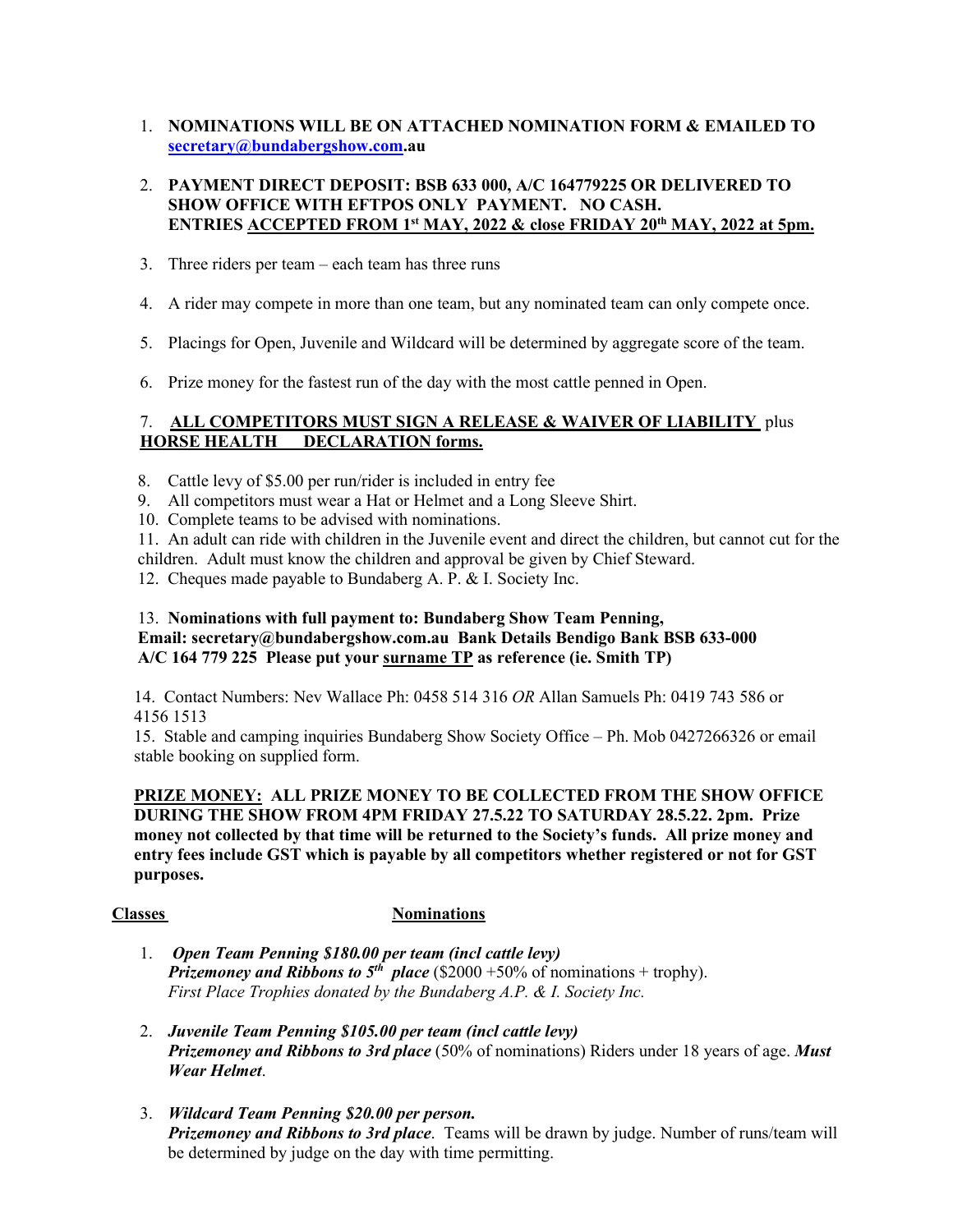1. **NOMINATIONS WILL BE ON ATTACHED NOMINATION FORM & EMAILED TO secretary@bundabergshow.com.au**

2. **PAYMENT DIRECT DEPOSIT: BSB 633 000, A/C 164779225 OR DELIVERED TO SHOW OFFICE WITH EFTPOS ONLY PAYMENT. NO CASH.**
   **ENTRIES ACCEPTED FROM 1st MAY, 2022 & close FRIDAY 20th MAY, 2022 at 5pm.**

3. Three riders per team – each team has three runs

4. A rider may compete in more than one team, but any nominated team can only compete once.

5. Placings for Open, Juvenile and Wildcard will be determined by aggregate score of the team.

6. Prize money for the fastest run of the day with the most cattle penned in Open.

7. **ALL COMPETITORS MUST SIGN A RELEASE & WAIVER OF LIABILITY** plus **HORSE HEALTH DECLARATION forms.**

8. Cattle levy of $5.00 per run/rider is included in entry fee
9. All competitors must wear a Hat or Helmet and a Long Sleeve Shirt.
10. Complete teams to be advised with nominations.
11. An adult can ride with children in the Juvenile event and direct the children, but cannot cut for the children. Adult must know the children and approval be given by Chief Steward.
12. Cheques made payable to Bundaberg A. P. & I. Society Inc.

13. **Nominations with full payment to: Bundaberg Show Team Penning, Email: secretary@bundabergshow.com.au Bank Details Bendigo Bank BSB 633-000 A/C 164 779 225 Please put your surname TP as reference (ie. Smith TP)**

14. Contact Numbers: Nev Wallace Ph: 0458 514 316 *OR* Allan Samuels Ph: 0419 743 586 or 4156 1513
15. Stable and camping inquiries Bundaberg Show Society Office – Ph. Mob 0427266326 or email stable booking on supplied form.

**PRIZE MONEY: ALL PRIZE MONEY TO BE COLLECTED FROM THE SHOW OFFICE DURING THE SHOW FROM 4PM FRIDAY 27.5.22 TO SATURDAY 28.5.22. 2pm. Prize money not collected by that time will be returned to the Society's funds. All prize money and entry fees include GST which is payable by all competitors whether registered or not for GST purposes.**

**Classes** **Nominations**

1. ***Open Team Penning $180.00 per team (incl cattle levy)***
   ***Prizemoney and Ribbons to 5th place*** ($2000 +50% of nominations + trophy).
   *First Place Trophies donated by the Bundaberg A.P. & I. Society Inc.*

2. ***Juvenile Team Penning $105.00 per team (incl cattle levy)***
   ***Prizemoney and Ribbons to 3rd place*** (50% of nominations) Riders under 18 years of age. ***Must Wear Helmet***.

3. ***Wildcard Team Penning $20.00 per person.***
   ***Prizemoney and Ribbons to 3rd place***. Teams will be drawn by judge. Number of runs/team will be determined by judge on the day with time permitting.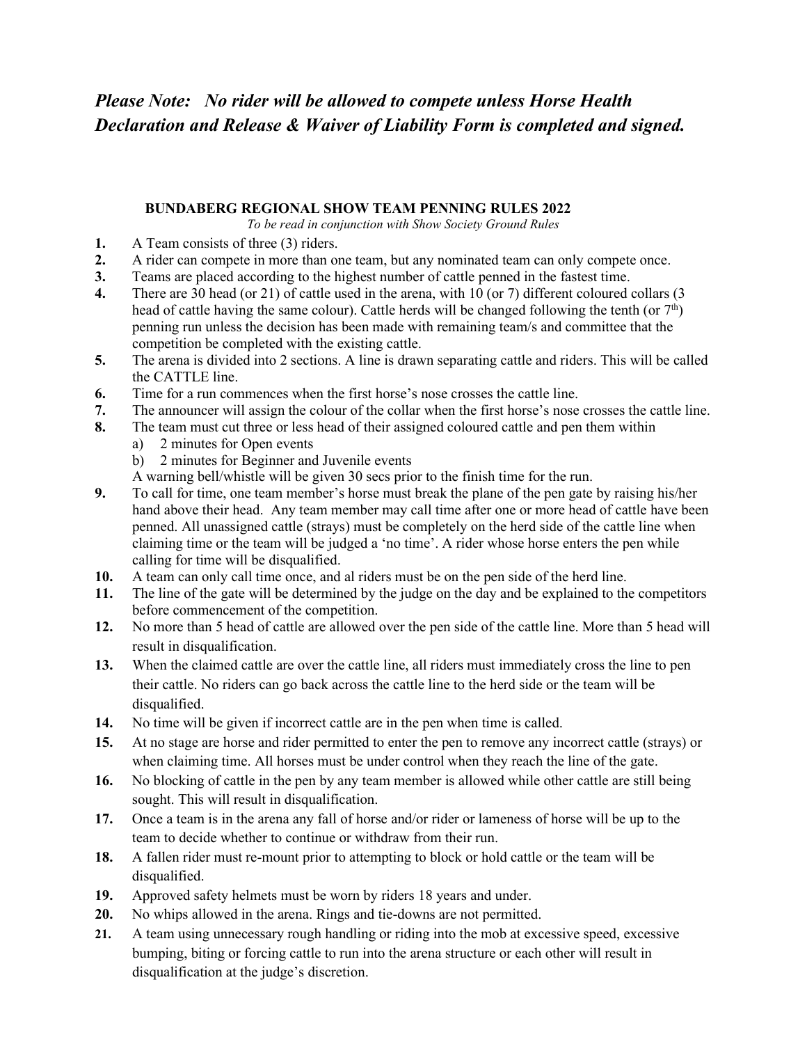***Please Note: No rider will be allowed to compete unless Horse Health Declaration and Release & Waiver of Liability Form is completed and signed.***

## BUNDABERG REGIONAL SHOW TEAM PENNING RULES 2022

*To be read in conjunction with Show Society Ground Rules*

1. A Team consists of three (3) riders.
2. A rider can compete in more than one team, but any nominated team can only compete once.
3. Teams are placed according to the highest number of cattle penned in the fastest time.
4. There are 30 head (or 21) of cattle used in the arena, with 10 (or 7) different coloured collars (3 head of cattle having the same colour). Cattle herds will be changed following the tenth (or 7th) penning run unless the decision has been made with remaining team/s and committee that the competition be completed with the existing cattle.
5. The arena is divided into 2 sections. A line is drawn separating cattle and riders. This will be called the CATTLE line.
6. Time for a run commences when the first horse's nose crosses the cattle line.
7. The announcer will assign the colour of the collar when the first horse's nose crosses the cattle line.
8. The team must cut three or less head of their assigned coloured cattle and pen them within
   a) 2 minutes for Open events
   b) 2 minutes for Beginner and Juvenile events

   A warning bell/whistle will be given 30 secs prior to the finish time for the run.
9. To call for time, one team member's horse must break the plane of the pen gate by raising his/her hand above their head. Any team member may call time after one or more head of cattle have been penned. All unassigned cattle (strays) must be completely on the herd side of the cattle line when claiming time or the team will be judged a 'no time'. A rider whose horse enters the pen while calling for time will be disqualified.
10. A team can only call time once, and al riders must be on the pen side of the herd line.
11. The line of the gate will be determined by the judge on the day and be explained to the competitors before commencement of the competition.
12. No more than 5 head of cattle are allowed over the pen side of the cattle line. More than 5 head will result in disqualification.
13. When the claimed cattle are over the cattle line, all riders must immediately cross the line to pen their cattle. No riders can go back across the cattle line to the herd side or the team will be disqualified.
14. No time will be given if incorrect cattle are in the pen when time is called.
15. At no stage are horse and rider permitted to enter the pen to remove any incorrect cattle (strays) or when claiming time. All horses must be under control when they reach the line of the gate.
16. No blocking of cattle in the pen by any team member is allowed while other cattle are still being sought. This will result in disqualification.
17. Once a team is in the arena any fall of horse and/or rider or lameness of horse will be up to the team to decide whether to continue or withdraw from their run.
18. A fallen rider must re-mount prior to attempting to block or hold cattle or the team will be disqualified.
19. Approved safety helmets must be worn by riders 18 years and under.
20. No whips allowed in the arena. Rings and tie-downs are not permitted.
21. A team using unnecessary rough handling or riding into the mob at excessive speed, excessive bumping, biting or forcing cattle to run into the arena structure or each other will result in disqualification at the judge's discretion.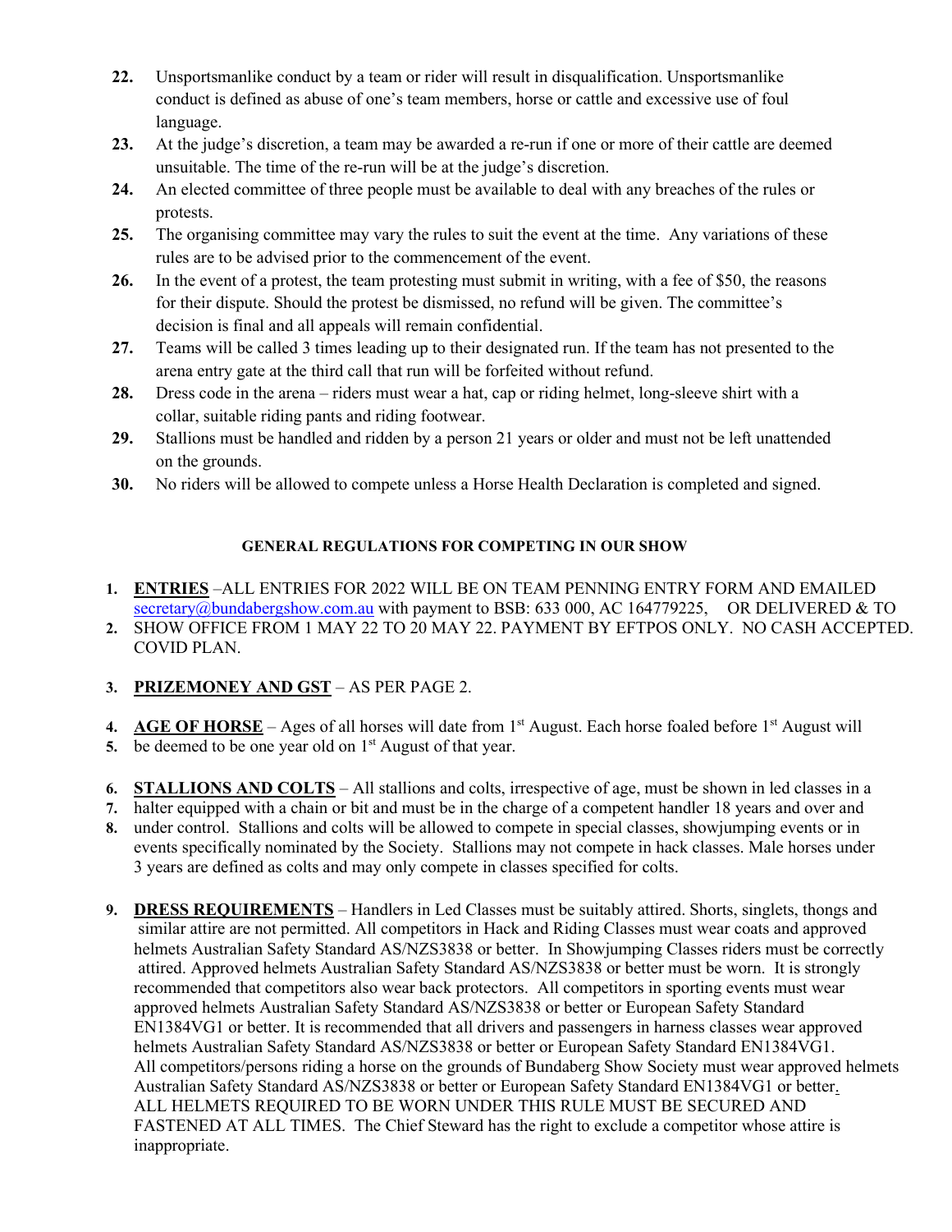22. Unsportsmanlike conduct by a team or rider will result in disqualification. Unsportsmanlike conduct is defined as abuse of one's team members, horse or cattle and excessive use of foul language.
23. At the judge's discretion, a team may be awarded a re-run if one or more of their cattle are deemed unsuitable. The time of the re-run will be at the judge's discretion.
24. An elected committee of three people must be available to deal with any breaches of the rules or protests.
25. The organising committee may vary the rules to suit the event at the time. Any variations of these rules are to be advised prior to the commencement of the event.
26. In the event of a protest, the team protesting must submit in writing, with a fee of $50, the reasons for their dispute. Should the protest be dismissed, no refund will be given. The committee's decision is final and all appeals will remain confidential.
27. Teams will be called 3 times leading up to their designated run. If the team has not presented to the arena entry gate at the third call that run will be forfeited without refund.
28. Dress code in the arena – riders must wear a hat, cap or riding helmet, long-sleeve shirt with a collar, suitable riding pants and riding footwear.
29. Stallions must be handled and ridden by a person 21 years or older and must not be left unattended on the grounds.
30. No riders will be allowed to compete unless a Horse Health Declaration is completed and signed.

## GENERAL REGULATIONS FOR COMPETING IN OUR SHOW

1. **ENTRIES** –ALL ENTRIES FOR 2022 WILL BE ON TEAM PENNING ENTRY FORM AND EMAILED secretary@bundabergshow.com.au with payment to BSB: 633 000, AC 164779225, OR DELIVERED & TO
2. SHOW OFFICE FROM 1 MAY 22 TO 20 MAY 22. PAYMENT BY EFTPOS ONLY. NO CASH ACCEPTED. COVID PLAN.

3. **PRIZEMONEY AND GST** – AS PER PAGE 2.

4. **AGE OF HORSE** – Ages of all horses will date from 1st August. Each horse foaled before 1st August will
5. be deemed to be one year old on 1st August of that year.

6. **STALLIONS AND COLTS** – All stallions and colts, irrespective of age, must be shown in led classes in a
7. halter equipped with a chain or bit and must be in the charge of a competent handler 18 years and over and
8. under control. Stallions and colts will be allowed to compete in special classes, showjumping events or in events specifically nominated by the Society. Stallions may not compete in hack classes. Male horses under 3 years are defined as colts and may only compete in classes specified for colts.

9. **DRESS REQUIREMENTS** – Handlers in Led Classes must be suitably attired. Shorts, singlets, thongs and similar attire are not permitted. All competitors in Hack and Riding Classes must wear coats and approved helmets Australian Safety Standard AS/NZS3838 or better. In Showjumping Classes riders must be correctly attired. Approved helmets Australian Safety Standard AS/NZS3838 or better must be worn. It is strongly recommended that competitors also wear back protectors. All competitors in sporting events must wear approved helmets Australian Safety Standard AS/NZS3838 or better or European Safety Standard EN1384VG1 or better. It is recommended that all drivers and passengers in harness classes wear approved helmets Australian Safety Standard AS/NZS3838 or better or European Safety Standard EN1384VG1. All competitors/persons riding a horse on the grounds of Bundaberg Show Society must wear approved helmets Australian Safety Standard AS/NZS3838 or better or European Safety Standard EN1384VG1 or better. ALL HELMETS REQUIRED TO BE WORN UNDER THIS RULE MUST BE SECURED AND FASTENED AT ALL TIMES. The Chief Steward has the right to exclude a competitor whose attire is inappropriate.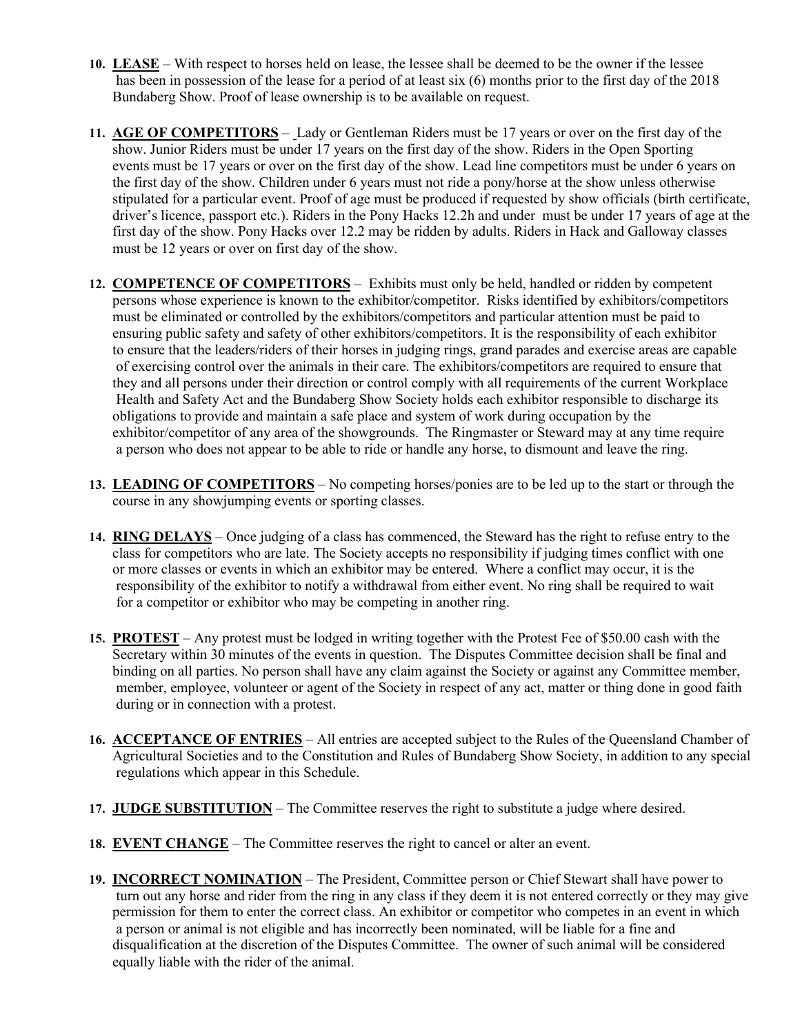10. **LEASE** – With respect to horses held on lease, the lessee shall be deemed to be the owner if the lessee has been in possession of the lease for a period of at least six (6) months prior to the first day of the 2018 Bundaberg Show. Proof of lease ownership is to be available on request.

11. **AGE OF COMPETITORS** – Lady or Gentleman Riders must be 17 years or over on the first day of the show. Junior Riders must be under 17 years on the first day of the show. Riders in the Open Sporting events must be 17 years or over on the first day of the show. Lead line competitors must be under 6 years on the first day of the show. Children under 6 years must not ride a pony/horse at the show unless otherwise stipulated for a particular event. Proof of age must be produced if requested by show officials (birth certificate, driver's licence, passport etc.). Riders in the Pony Hacks 12.2h and under must be under 17 years of age at the first day of the show. Pony Hacks over 12.2 may be ridden by adults. Riders in Hack and Galloway classes must be 12 years or over on first day of the show.

12. **COMPETENCE OF COMPETITORS** – Exhibits must only be held, handled or ridden by competent persons whose experience is known to the exhibitor/competitor. Risks identified by exhibitors/competitors must be eliminated or controlled by the exhibitors/competitors and particular attention must be paid to ensuring public safety and safety of other exhibitors/competitors. It is the responsibility of each exhibitor to ensure that the leaders/riders of their horses in judging rings, grand parades and exercise areas are capable of exercising control over the animals in their care. The exhibitors/competitors are required to ensure that they and all persons under their direction or control comply with all requirements of the current Workplace Health and Safety Act and the Bundaberg Show Society holds each exhibitor responsible to discharge its obligations to provide and maintain a safe place and system of work during occupation by the exhibitor/competitor of any area of the showgrounds. The Ringmaster or Steward may at any time require a person who does not appear to be able to ride or handle any horse, to dismount and leave the ring.

13. **LEADING OF COMPETITORS** – No competing horses/ponies are to be led up to the start or through the course in any showjumping events or sporting classes.

14. **RING DELAYS** – Once judging of a class has commenced, the Steward has the right to refuse entry to the class for competitors who are late. The Society accepts no responsibility if judging times conflict with one or more classes or events in which an exhibitor may be entered. Where a conflict may occur, it is the responsibility of the exhibitor to notify a withdrawal from either event. No ring shall be required to wait for a competitor or exhibitor who may be competing in another ring.

15. **PROTEST** – Any protest must be lodged in writing together with the Protest Fee of $50.00 cash with the Secretary within 30 minutes of the events in question. The Disputes Committee decision shall be final and binding on all parties. No person shall have any claim against the Society or against any Committee member, member, employee, volunteer or agent of the Society in respect of any act, matter or thing done in good faith during or in connection with a protest.

16. **ACCEPTANCE OF ENTRIES** – All entries are accepted subject to the Rules of the Queensland Chamber of Agricultural Societies and to the Constitution and Rules of Bundaberg Show Society, in addition to any special regulations which appear in this Schedule.

17. **JUDGE SUBSTITUTION** – The Committee reserves the right to substitute a judge where desired.

18. **EVENT CHANGE** – The Committee reserves the right to cancel or alter an event.

19. **INCORRECT NOMINATION** – The President, Committee person or Chief Stewart shall have power to turn out any horse and rider from the ring in any class if they deem it is not entered correctly or they may give permission for them to enter the correct class. An exhibitor or competitor who competes in an event in which a person or animal is not eligible and has incorrectly been nominated, will be liable for a fine and disqualification at the discretion of the Disputes Committee. The owner of such animal will be considered equally liable with the rider of the animal.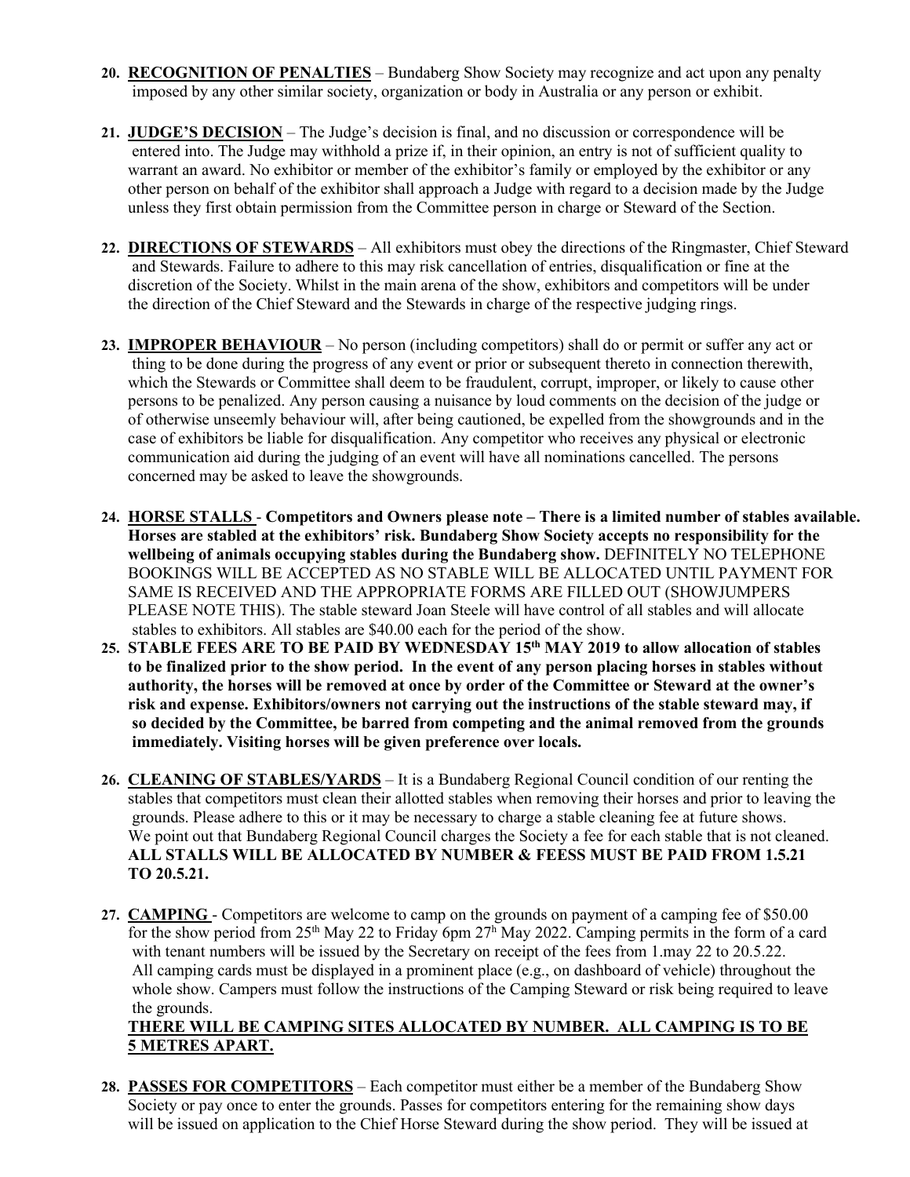20. **RECOGNITION OF PENALTIES** – Bundaberg Show Society may recognize and act upon any penalty imposed by any other similar society, organization or body in Australia or any person or exhibit.

21. **JUDGE'S DECISION** – The Judge's decision is final, and no discussion or correspondence will be entered into. The Judge may withhold a prize if, in their opinion, an entry is not of sufficient quality to warrant an award. No exhibitor or member of the exhibitor's family or employed by the exhibitor or any other person on behalf of the exhibitor shall approach a Judge with regard to a decision made by the Judge unless they first obtain permission from the Committee person in charge or Steward of the Section.

22. **DIRECTIONS OF STEWARDS** – All exhibitors must obey the directions of the Ringmaster, Chief Steward and Stewards. Failure to adhere to this may risk cancellation of entries, disqualification or fine at the discretion of the Society. Whilst in the main arena of the show, exhibitors and competitors will be under the direction of the Chief Steward and the Stewards in charge of the respective judging rings.

23. **IMPROPER BEHAVIOUR** – No person (including competitors) shall do or permit or suffer any act or thing to be done during the progress of any event or prior or subsequent thereto in connection therewith, which the Stewards or Committee shall deem to be fraudulent, corrupt, improper, or likely to cause other persons to be penalized. Any person causing a nuisance by loud comments on the decision of the judge or of otherwise unseemly behaviour will, after being cautioned, be expelled from the showgrounds and in the case of exhibitors be liable for disqualification. Any competitor who receives any physical or electronic communication aid during the judging of an event will have all nominations cancelled. The persons concerned may be asked to leave the showgrounds.

24. **HORSE STALLS** - **Competitors and Owners please note – There is a limited number of stables available. Horses are stabled at the exhibitors' risk. Bundaberg Show Society accepts no responsibility for the wellbeing of animals occupying stables during the Bundaberg show.** DEFINITELY NO TELEPHONE BOOKINGS WILL BE ACCEPTED AS NO STABLE WILL BE ALLOCATED UNTIL PAYMENT FOR SAME IS RECEIVED AND THE APPROPRIATE FORMS ARE FILLED OUT (SHOWJUMPERS PLEASE NOTE THIS). The stable steward Joan Steele will have control of all stables and will allocate stables to exhibitors. All stables are $40.00 each for the period of the show.

25. **STABLE FEES ARE TO BE PAID BY WEDNESDAY 15th MAY 2019 to allow allocation of stables to be finalized prior to the show period. In the event of any person placing horses in stables without authority, the horses will be removed at once by order of the Committee or Steward at the owner's risk and expense. Exhibitors/owners not carrying out the instructions of the stable steward may, if so decided by the Committee, be barred from competing and the animal removed from the grounds immediately. Visiting horses will be given preference over locals.**

26. **CLEANING OF STABLES/YARDS** – It is a Bundaberg Regional Council condition of our renting the stables that competitors must clean their allotted stables when removing their horses and prior to leaving the grounds. Please adhere to this or it may be necessary to charge a stable cleaning fee at future shows. We point out that Bundaberg Regional Council charges the Society a fee for each stable that is not cleaned. **ALL STALLS WILL BE ALLOCATED BY NUMBER & FEESS MUST BE PAID FROM 1.5.21 TO 20.5.21.**

27. **CAMPING** - Competitors are welcome to camp on the grounds on payment of a camping fee of $50.00 for the show period from 25th May 22 to Friday 6pm 27h May 2022. Camping permits in the form of a card with tenant numbers will be issued by the Secretary on receipt of the fees from 1.may 22 to 20.5.22. All camping cards must be displayed in a prominent place (e.g., on dashboard of vehicle) throughout the whole show. Campers must follow the instructions of the Camping Steward or risk being required to leave the grounds.
**THERE WILL BE CAMPING SITES ALLOCATED BY NUMBER. ALL CAMPING IS TO BE 5 METRES APART.**

28. **PASSES FOR COMPETITORS** – Each competitor must either be a member of the Bundaberg Show Society or pay once to enter the grounds. Passes for competitors entering for the remaining show days will be issued on application to the Chief Horse Steward during the show period. They will be issued at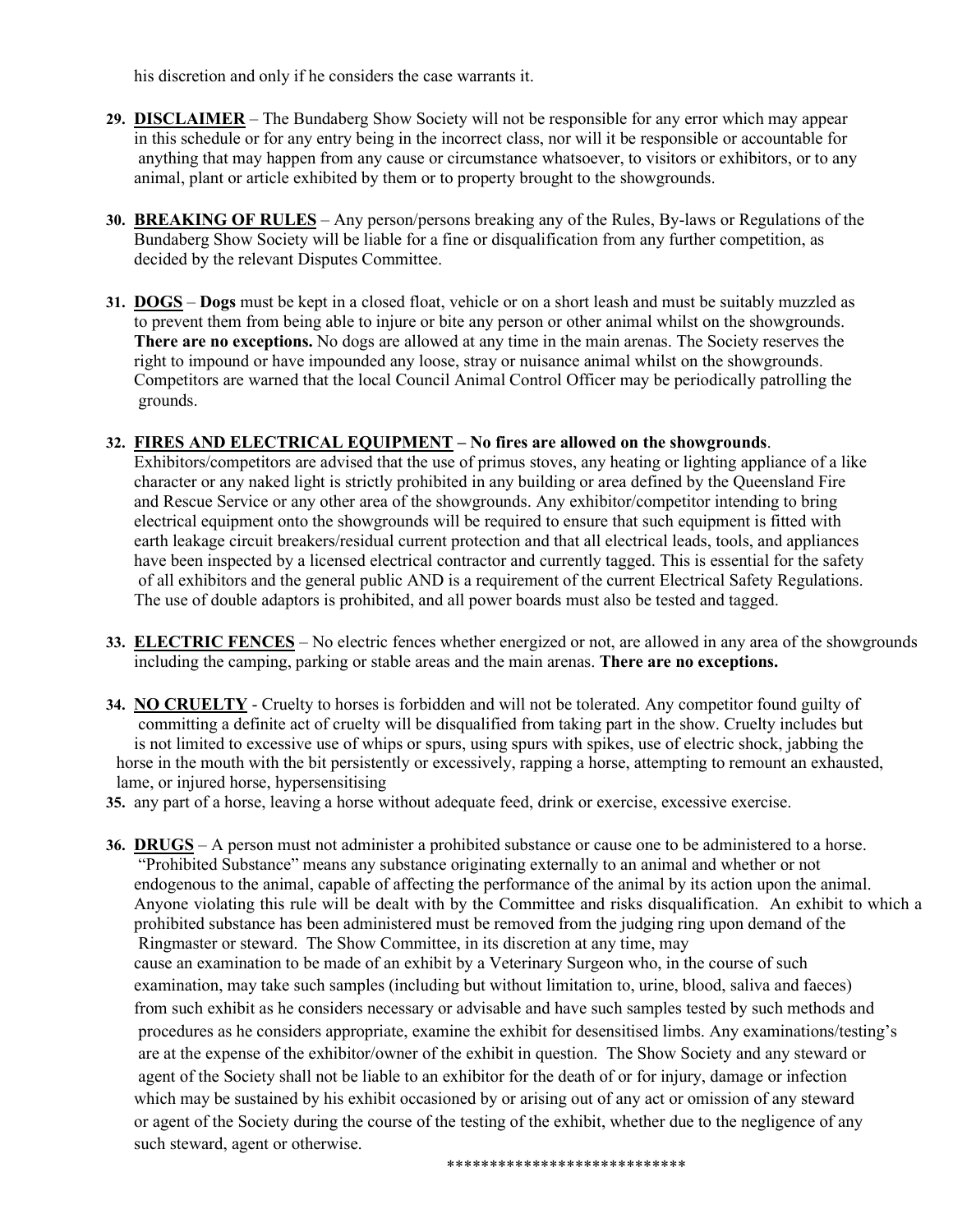his discretion and only if he considers the case warrants it.

29. **DISCLAIMER** – The Bundaberg Show Society will not be responsible for any error which may appear in this schedule or for any entry being in the incorrect class, nor will it be responsible or accountable for anything that may happen from any cause or circumstance whatsoever, to visitors or exhibitors, or to any animal, plant or article exhibited by them or to property brought to the showgrounds.

30. **BREAKING OF RULES** – Any person/persons breaking any of the Rules, By-laws or Regulations of the Bundaberg Show Society will be liable for a fine or disqualification from any further competition, as decided by the relevant Disputes Committee.

31. **DOGS** – **Dogs** must be kept in a closed float, vehicle or on a short leash and must be suitably muzzled as to prevent them from being able to injure or bite any person or other animal whilst on the showgrounds. **There are no exceptions.** No dogs are allowed at any time in the main arenas. The Society reserves the right to impound or have impounded any loose, stray or nuisance animal whilst on the showgrounds. Competitors are warned that the local Council Animal Control Officer may be periodically patrolling the grounds.

32. **FIRES AND ELECTRICAL EQUIPMENT – No fires are allowed on the showgrounds**. Exhibitors/competitors are advised that the use of primus stoves, any heating or lighting appliance of a like character or any naked light is strictly prohibited in any building or area defined by the Queensland Fire and Rescue Service or any other area of the showgrounds. Any exhibitor/competitor intending to bring electrical equipment onto the showgrounds will be required to ensure that such equipment is fitted with earth leakage circuit breakers/residual current protection and that all electrical leads, tools, and appliances have been inspected by a licensed electrical contractor and currently tagged. This is essential for the safety of all exhibitors and the general public AND is a requirement of the current Electrical Safety Regulations. The use of double adaptors is prohibited, and all power boards must also be tested and tagged.

33. **ELECTRIC FENCES** – No electric fences whether energized or not, are allowed in any area of the showgrounds including the camping, parking or stable areas and the main arenas. **There are no exceptions.**

34. **NO CRUELTY** - Cruelty to horses is forbidden and will not be tolerated. Any competitor found guilty of committing a definite act of cruelty will be disqualified from taking part in the show. Cruelty includes but is not limited to excessive use of whips or spurs, using spurs with spikes, use of electric shock, jabbing the horse in the mouth with the bit persistently or excessively, rapping a horse, attempting to remount an exhausted, lame, or injured horse, hypersensitising

35. any part of a horse, leaving a horse without adequate feed, drink or exercise, excessive exercise.

36. **DRUGS** – A person must not administer a prohibited substance or cause one to be administered to a horse. "Prohibited Substance" means any substance originating externally to an animal and whether or not endogenous to the animal, capable of affecting the performance of the animal by its action upon the animal. Anyone violating this rule will be dealt with by the Committee and risks disqualification. An exhibit to which a prohibited substance has been administered must be removed from the judging ring upon demand of the Ringmaster or steward. The Show Committee, in its discretion at any time, may cause an examination to be made of an exhibit by a Veterinary Surgeon who, in the course of such examination, may take such samples (including but without limitation to, urine, blood, saliva and faeces) from such exhibit as he considers necessary or advisable and have such samples tested by such methods and procedures as he considers appropriate, examine the exhibit for desensitised limbs. Any examinations/testing's are at the expense of the exhibitor/owner of the exhibit in question. The Show Society and any steward or agent of the Society shall not be liable to an exhibitor for the death of or for injury, damage or infection which may be sustained by his exhibit occasioned by or arising out of any act or omission of any steward or agent of the Society during the course of the testing of the exhibit, whether due to the negligence of any such steward, agent or otherwise.

***************************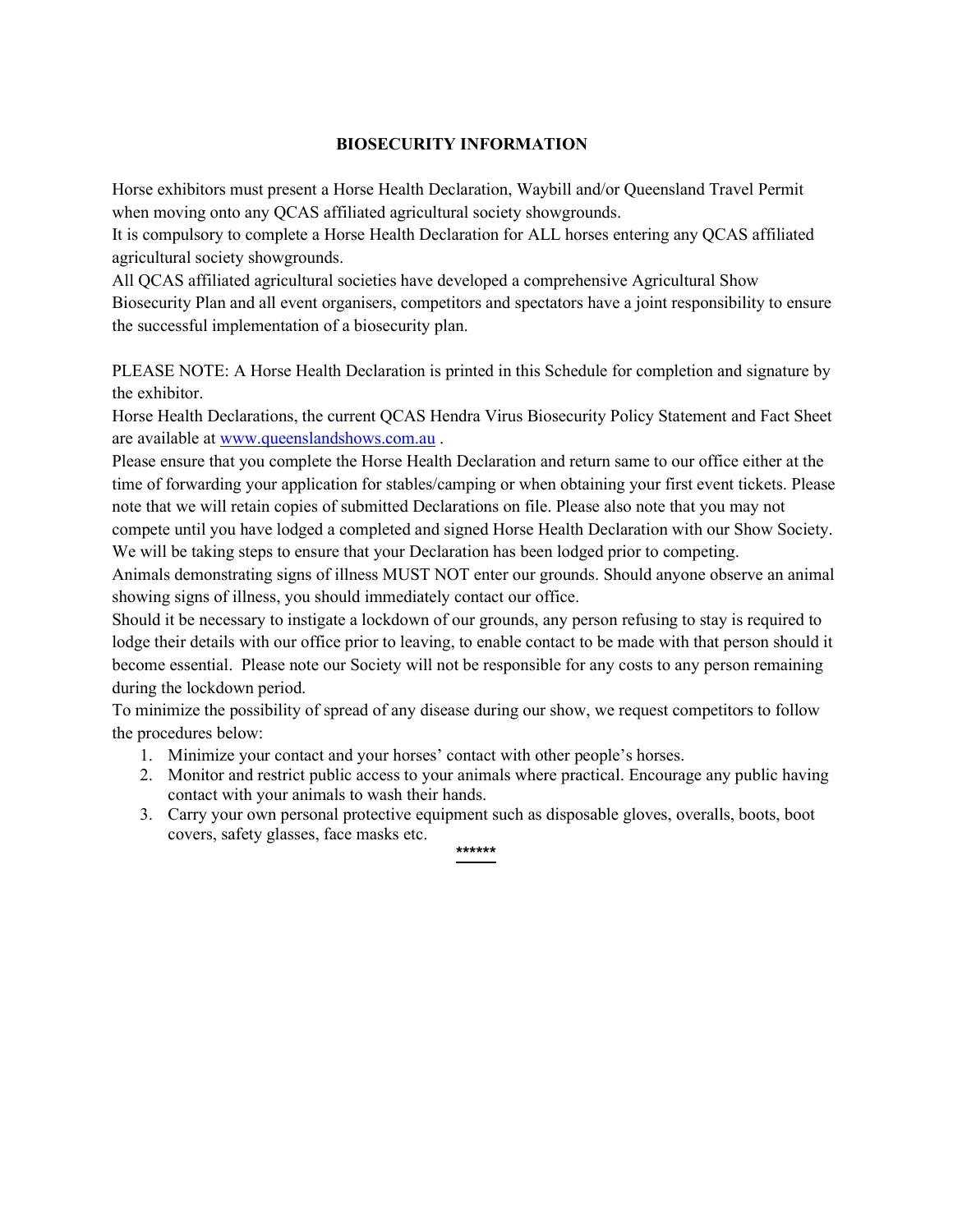**BIOSECURITY INFORMATION**

Horse exhibitors must present a Horse Health Declaration, Waybill and/or Queensland Travel Permit when moving onto any QCAS affiliated agricultural society showgrounds.
It is compulsory to complete a Horse Health Declaration for ALL horses entering any QCAS affiliated agricultural society showgrounds.
All QCAS affiliated agricultural societies have developed a comprehensive Agricultural Show Biosecurity Plan and all event organisers, competitors and spectators have a joint responsibility to ensure the successful implementation of a biosecurity plan.

PLEASE NOTE: A Horse Health Declaration is printed in this Schedule for completion and signature by the exhibitor.
Horse Health Declarations, the current QCAS Hendra Virus Biosecurity Policy Statement and Fact Sheet are available at [www.queenslandshows.com.au](http://www.queenslandshows.com.au) .
Please ensure that you complete the Horse Health Declaration and return same to our office either at the time of forwarding your application for stables/camping or when obtaining your first event tickets. Please note that we will retain copies of submitted Declarations on file. Please also note that you may not compete until you have lodged a completed and signed Horse Health Declaration with our Show Society. We will be taking steps to ensure that your Declaration has been lodged prior to competing.
Animals demonstrating signs of illness MUST NOT enter our grounds. Should anyone observe an animal showing signs of illness, you should immediately contact our office.
Should it be necessary to instigate a lockdown of our grounds, any person refusing to stay is required to lodge their details with our office prior to leaving, to enable contact to be made with that person should it become essential. Please note our Society will not be responsible for any costs to any person remaining during the lockdown period.
To minimize the possibility of spread of any disease during our show, we request competitors to follow the procedures below:

1. Minimize your contact and your horses' contact with other people's horses.
2. Monitor and restrict public access to your animals where practical. Encourage any public having contact with your animals to wash their hands.
3. Carry your own personal protective equipment such as disposable gloves, overalls, boots, boot covers, safety glasses, face masks etc.

******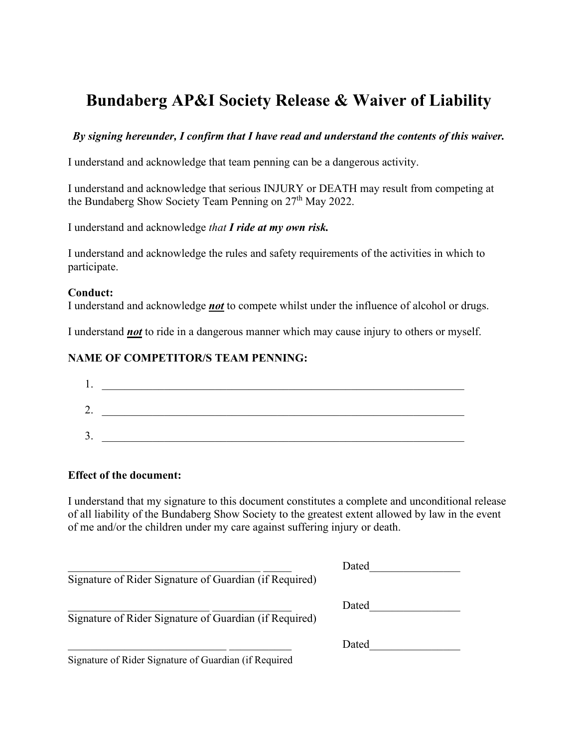# Bundaberg AP&I Society Release & Waiver of Liability

***By signing hereunder, I confirm that I have read and understand the contents of this waiver.***

I understand and acknowledge that team penning can be a dangerous activity.

I understand and acknowledge that serious INJURY or DEATH may result from competing at the Bundaberg Show Society Team Penning on 27th May 2022.

I understand and acknowledge *that* ***I ride at my own risk.***

I understand and acknowledge the rules and safety requirements of the activities in which to participate.

**Conduct:**
I understand and acknowledge ***not*** to compete whilst under the influence of alcohol or drugs.

I understand ***not*** to ride in a dangerous manner which may cause injury to others or myself.

**NAME OF COMPETITOR/S TEAM PENNING:**

1. ____________________________________________________________________
2. ____________________________________________________________________
3. ____________________________________________________________________

**Effect of the document:**

I understand that my signature to this document constitutes a complete and unconditional release of all liability of the Bundaberg Show Society to the greatest extent allowed by law in the event of me and/or the children under my care against suffering injury or death.

___________________________________ _____ Dated________________
Signature of Rider Signature of Guardian (if Required)

__________________________ ______________ Dated________________
Signature of Rider Signature of Guardian (if Required)

_____________________________ ___________ Dated________________
Signature of Rider Signature of Guardian (if Required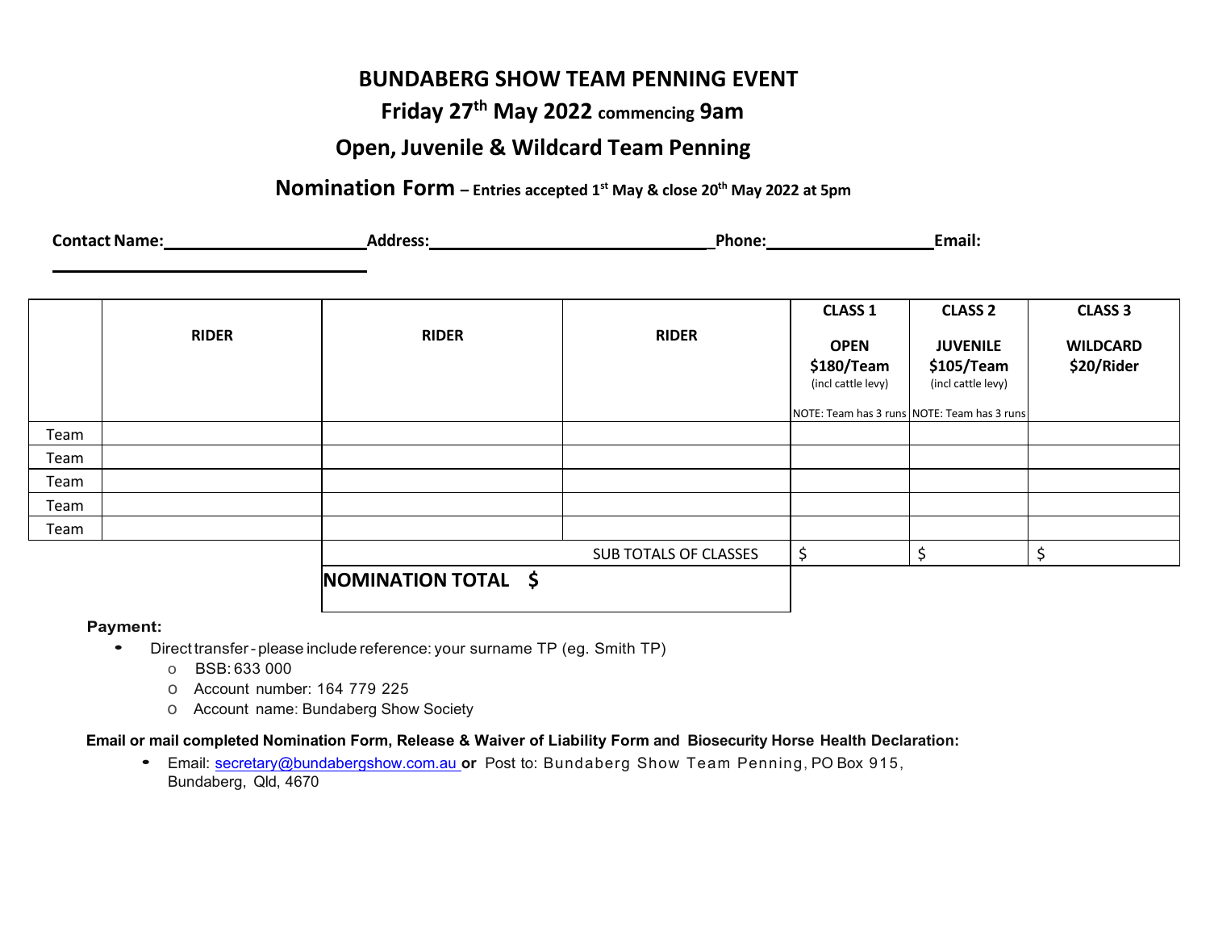# BUNDABERG SHOW TEAM PENNING EVENT

## Friday 27th May 2022 commencing 9am

## Open, Juvenile & Wildcard Team Penning

## Nomination Form – Entries accepted 1st May & close 20th May 2022 at 5pm

**Contact Name:**\_\_\_\_\_\_\_\_\_\_\_\_\_\_\_\_\_\_\_\_\_\_**Address:**\_\_\_\_\_\_\_\_\_\_\_\_\_\_\_\_\_\_\_\_\_\_\_\_\_\_\_\_\_\_\_**Phone:**\_\_\_\_\_\_\_\_\_\_\_\_\_\_\_\_\_\_\_**Email:**
\_\_\_\_\_\_\_\_\_\_\_\_\_\_\_\_\_\_\_\_\_\_\_\_\_\_\_\_\_\_\_\_\_\_\_

| | RIDER | RIDER | RIDER | CLASS 1<br>OPEN<br>$180/Team<br>(incl cattle levy)<br>NOTE: Team has 3 runs | CLASS 2<br>JUVENILE<br>$105/Team<br>(incl cattle levy)<br>NOTE: Team has 3 runs | CLASS 3<br>WILDCARD<br>$20/Rider |
|---|---|---|---|---|---|---|
| Team | | | | | | |
| Team | | | | | | |
| Team | | | | | | |
| Team | | | | | | |
| Team | | | | | | |
| | | SUB TOTALS OF CLASSES | | $ | $ | $ |
| | | **NOMINATION TOTAL $** | | | | |

**Payment:**

- Direct transfer - please include reference: your surname TP (eg. Smith TP)
  - BSB: 633 000
  - Account number: 164 779 225
  - Account name: Bundaberg Show Society

**Email or mail completed Nomination Form, Release & Waiver of Liability Form and Biosecurity Horse Health Declaration:**

- Email: secretary@bundabergshow.com.au **or** Post to: Bundaberg Show Team Penning, PO Box 915, Bundaberg, Qld, 4670